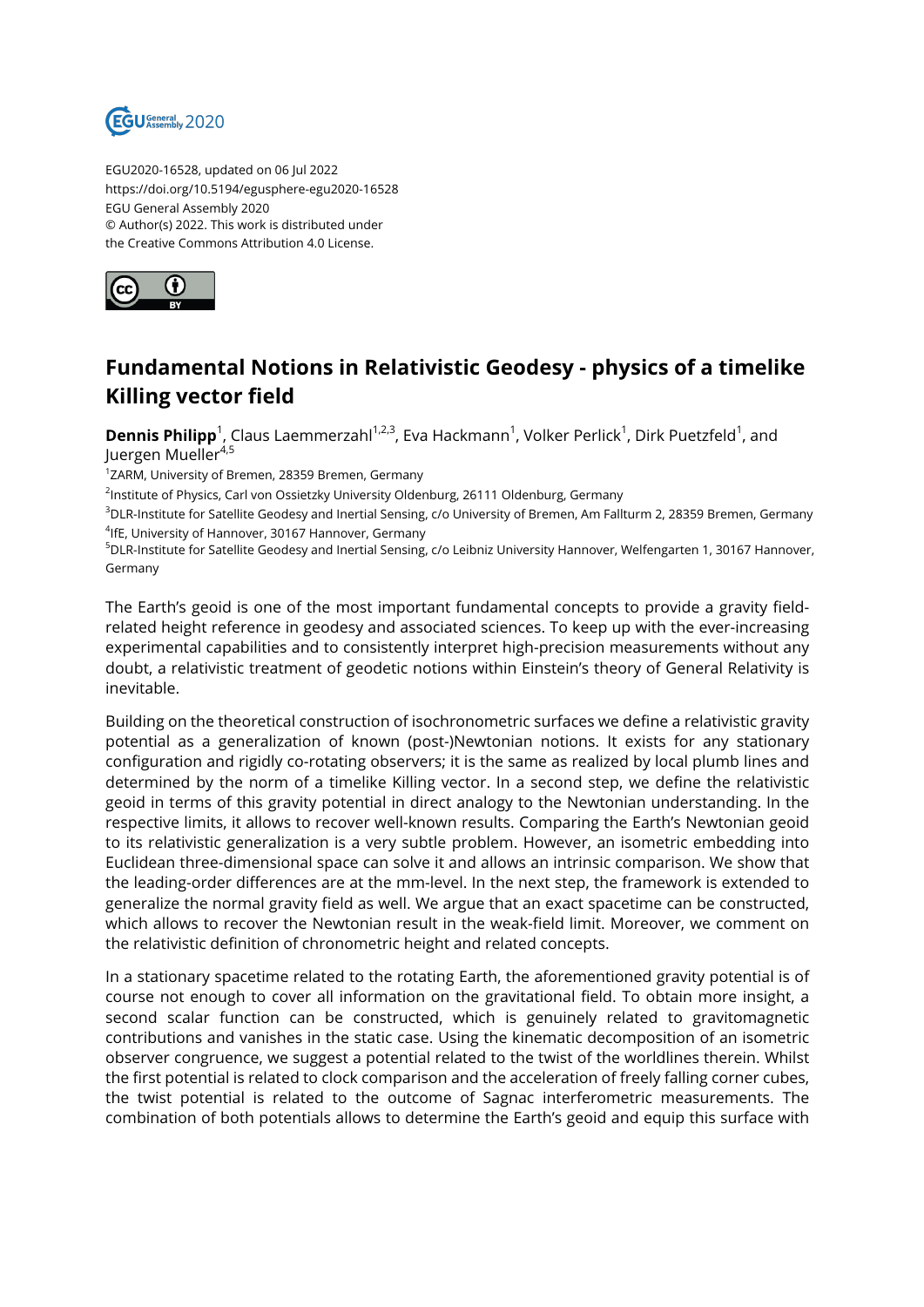EGU2020-16528, updated on 06 Jul 2022
https://doi.org/10.5194/egusphere-egu2020-16528
EGU General Assembly 2020
© Author(s) 2022. This work is distributed under
the Creative Commons Attribution 4.0 License.

# Fundamental Notions in Relativistic Geodesy - physics of a timelike Killing vector field

**Dennis Philipp**[1], Claus Laemmerzahl[1,2,3], Eva Hackmann[1], Volker Perlick[1], Dirk Puetzfeld[1], and Juergen Mueller[4,5]

[1]ZARM, University of Bremen, 28359 Bremen, Germany
[2]Institute of Physics, Carl von Ossietzky University Oldenburg, 26111 Oldenburg, Germany
[3]DLR-Institute for Satellite Geodesy and Inertial Sensing, c/o University of Bremen, Am Fallturm 2, 28359 Bremen, Germany
[4]IfE, University of Hannover, 30167 Hannover, Germany
[5]DLR-Institute for Satellite Geodesy and Inertial Sensing, c/o Leibniz University Hannover, Welfengarten 1, 30167 Hannover, Germany

The Earth's geoid is one of the most important fundamental concepts to provide a gravity field-related height reference in geodesy and associated sciences. To keep up with the ever-increasing experimental capabilities and to consistently interpret high-precision measurements without any doubt, a relativistic treatment of geodetic notions within Einstein's theory of General Relativity is inevitable.

Building on the theoretical construction of isochronometric surfaces we define a relativistic gravity potential as a generalization of known (post-)Newtonian notions. It exists for any stationary configuration and rigidly co-rotating observers; it is the same as realized by local plumb lines and determined by the norm of a timelike Killing vector. In a second step, we define the relativistic geoid in terms of this gravity potential in direct analogy to the Newtonian understanding. In the respective limits, it allows to recover well-known results. Comparing the Earth's Newtonian geoid to its relativistic generalization is a very subtle problem. However, an isometric embedding into Euclidean three-dimensional space can solve it and allows an intrinsic comparison. We show that the leading-order differences are at the mm-level. In the next step, the framework is extended to generalize the normal gravity field as well. We argue that an exact spacetime can be constructed, which allows to recover the Newtonian result in the weak-field limit. Moreover, we comment on the relativistic definition of chronometric height and related concepts.

In a stationary spacetime related to the rotating Earth, the aforementioned gravity potential is of course not enough to cover all information on the gravitational field. To obtain more insight, a second scalar function can be constructed, which is genuinely related to gravitomagnetic contributions and vanishes in the static case. Using the kinematic decomposition of an isometric observer congruence, we suggest a potential related to the twist of the worldlines therein. Whilst the first potential is related to clock comparison and the acceleration of freely falling corner cubes, the twist potential is related to the outcome of Sagnac interferometric measurements. The combination of both potentials allows to determine the Earth's geoid and equip this surface with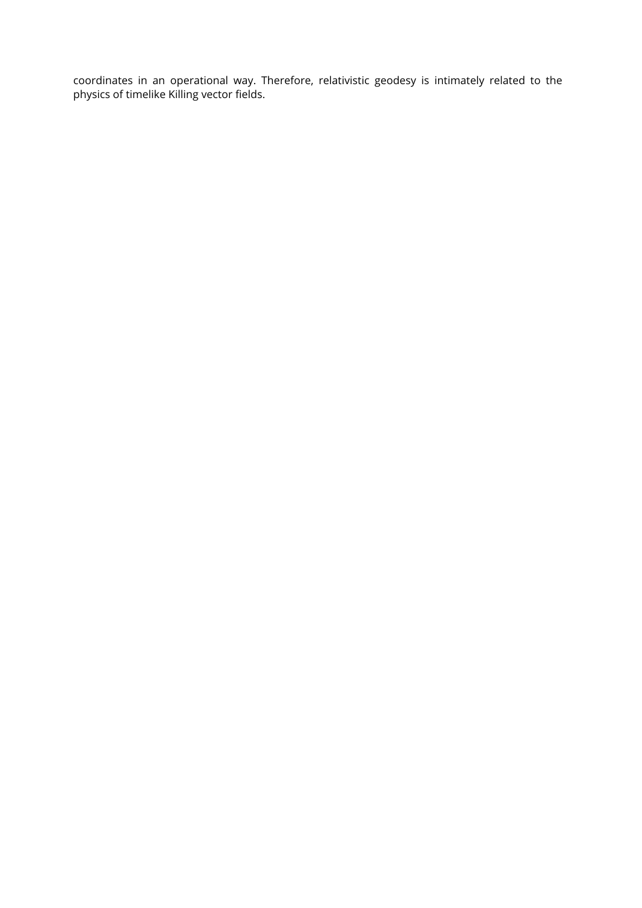coordinates in an operational way. Therefore, relativistic geodesy is intimately related to the physics of timelike Killing vector fields.